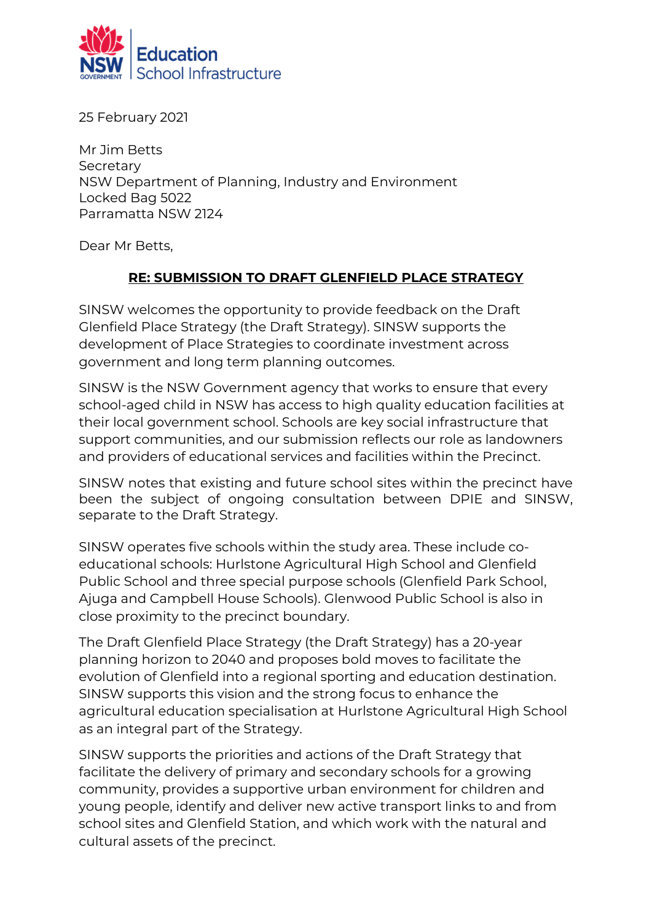Education
School Infrastructure

25 February 2021

Mr Jim Betts
Secretary
NSW Department of Planning, Industry and Environment
Locked Bag 5022
Parramatta NSW 2124

Dear Mr Betts,

**RE: SUBMISSION TO DRAFT GLENFIELD PLACE STRATEGY**

SINSW welcomes the opportunity to provide feedback on the Draft Glenfield Place Strategy (the Draft Strategy). SINSW supports the development of Place Strategies to coordinate investment across government and long term planning outcomes.

SINSW is the NSW Government agency that works to ensure that every school-aged child in NSW has access to high quality education facilities at their local government school. Schools are key social infrastructure that support communities, and our submission reflects our role as landowners and providers of educational services and facilities within the Precinct.

SINSW notes that existing and future school sites within the precinct have been the subject of ongoing consultation between DPIE and SINSW, separate to the Draft Strategy.

SINSW operates five schools within the study area. These include co-educational schools: Hurlstone Agricultural High School and Glenfield Public School and three special purpose schools (Glenfield Park School, Ajuga and Campbell House Schools). Glenwood Public School is also in close proximity to the precinct boundary.

The Draft Glenfield Place Strategy (the Draft Strategy) has a 20-year planning horizon to 2040 and proposes bold moves to facilitate the evolution of Glenfield into a regional sporting and education destination. SINSW supports this vision and the strong focus to enhance the agricultural education specialisation at Hurlstone Agricultural High School as an integral part of the Strategy.

SINSW supports the priorities and actions of the Draft Strategy that facilitate the delivery of primary and secondary schools for a growing community, provides a supportive urban environment for children and young people, identify and deliver new active transport links to and from school sites and Glenfield Station, and which work with the natural and cultural assets of the precinct.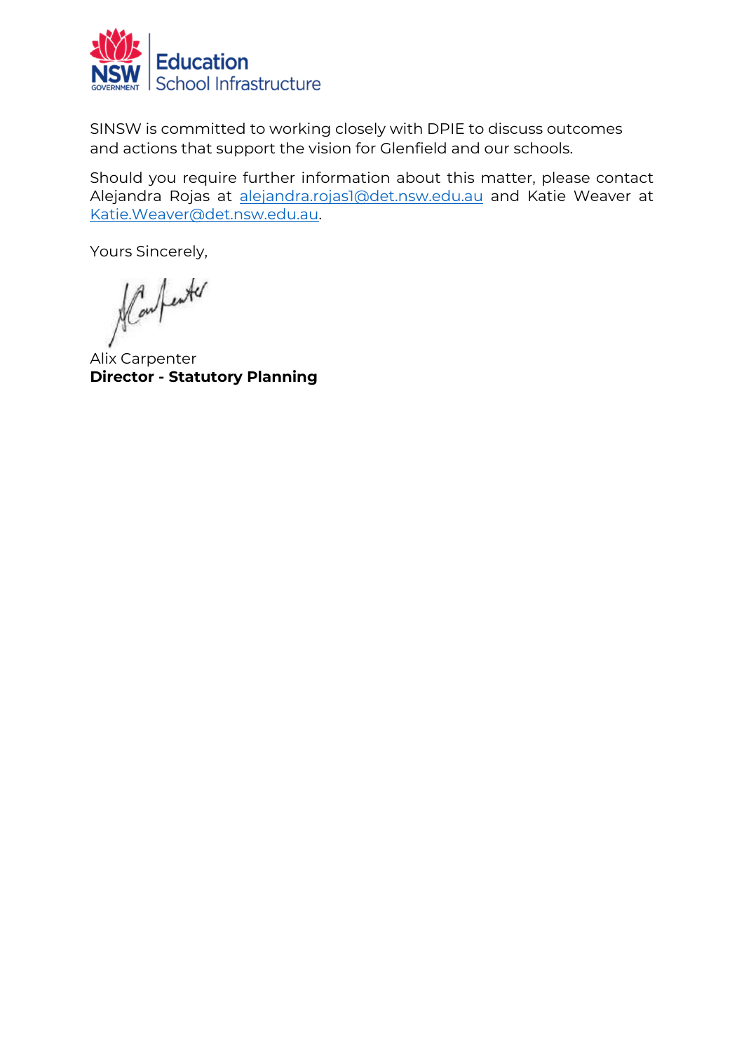SINSW is committed to working closely with DPIE to discuss outcomes and actions that support the vision for Glenfield and our schools.

Should you require further information about this matter, please contact Alejandra Rojas at alejandra.rojas1@det.nsw.edu.au and Katie Weaver at Katie.Weaver@det.nsw.edu.au.

Yours Sincerely,

Alix Carpenter
**Director - Statutory Planning**